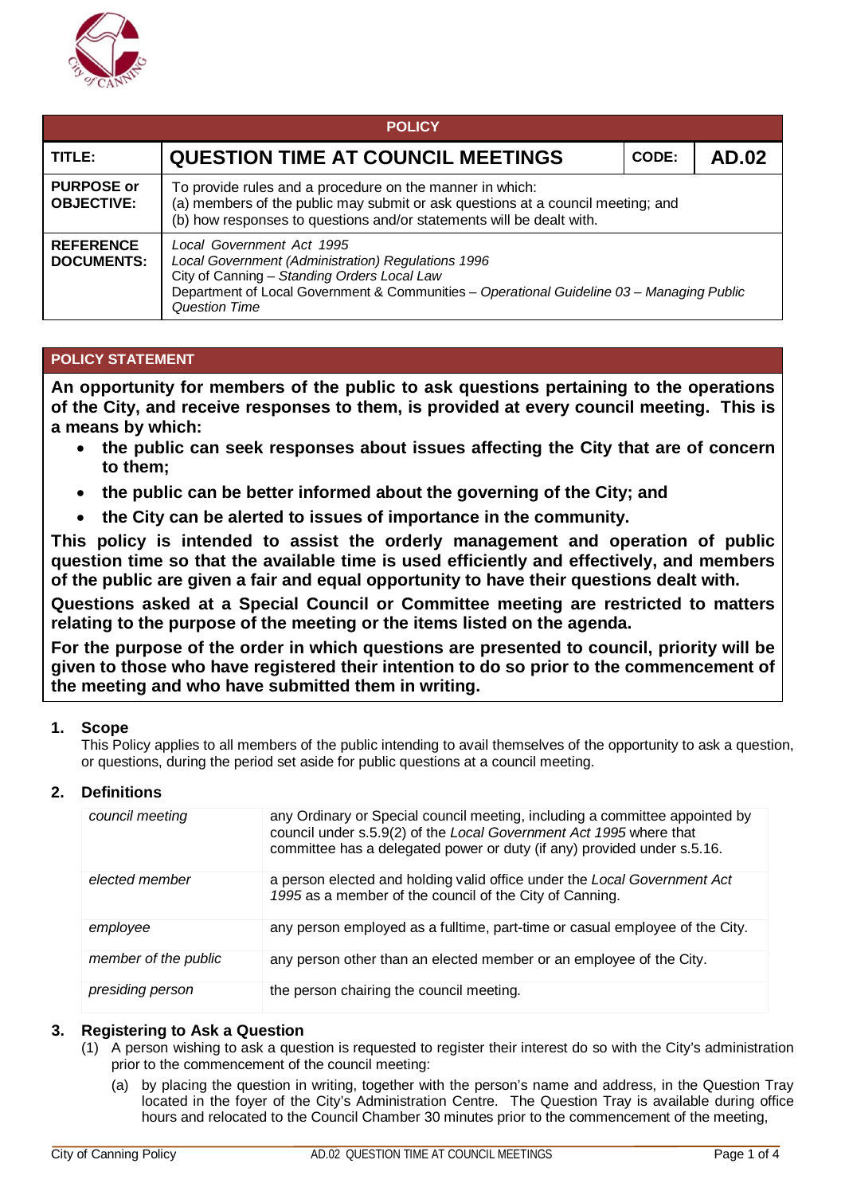| POLICY | | | |
|---|---|---|---|
| **TITLE:** | **QUESTION TIME AT COUNCIL MEETINGS** | **CODE:** | **AD.02** |
| **PURPOSE or OBJECTIVE:** | To provide rules and a procedure on the manner in which:<br>(a) members of the public may submit or ask questions at a council meeting; and<br>(b) how responses to questions and/or statements will be dealt with. | | |
| **REFERENCE DOCUMENTS:** | *Local Government Act 1995*<br>*Local Government (Administration) Regulations 1996*<br>City of Canning – *Standing Orders Local Law*<br>Department of Local Government & Communities – *Operational Guideline 03 – Managing Public Question Time* | | |

## POLICY STATEMENT

**An opportunity for members of the public to ask questions pertaining to the operations of the City, and receive responses to them, is provided at every council meeting. This is a means by which:**

- **the public can seek responses about issues affecting the City that are of concern to them;**
- **the public can be better informed about the governing of the City; and**
- **the City can be alerted to issues of importance in the community.**

**This policy is intended to assist the orderly management and operation of public question time so that the available time is used efficiently and effectively, and members of the public are given a fair and equal opportunity to have their questions dealt with.**

**Questions asked at a Special Council or Committee meeting are restricted to matters relating to the purpose of the meeting or the items listed on the agenda.**

**For the purpose of the order in which questions are presented to council, priority will be given to those who have registered their intention to do so prior to the commencement of the meeting and who have submitted them in writing.**

### 1. Scope

This Policy applies to all members of the public intending to avail themselves of the opportunity to ask a question, or questions, during the period set aside for public questions at a council meeting.

### 2. Definitions

| | |
|---|---|
| *council meeting* | any Ordinary or Special council meeting, including a committee appointed by council under s.5.9(2) of the *Local Government Act 1995* where that committee has a delegated power or duty (if any) provided under s.5.16. |
| *elected member* | a person elected and holding valid office under the *Local Government Act 1995* as a member of the council of the City of Canning. |
| *employee* | any person employed as a fulltime, part-time or casual employee of the City. |
| *member of the public* | any person other than an elected member or an employee of the City. |
| *presiding person* | the person chairing the council meeting. |

### 3. Registering to Ask a Question

(1) A person wishing to ask a question is requested to register their interest do so with the City's administration prior to the commencement of the council meeting:

(a) by placing the question in writing, together with the person's name and address, in the Question Tray located in the foyer of the City's Administration Centre. The Question Tray is available during office hours and relocated to the Council Chamber 30 minutes prior to the commencement of the meeting,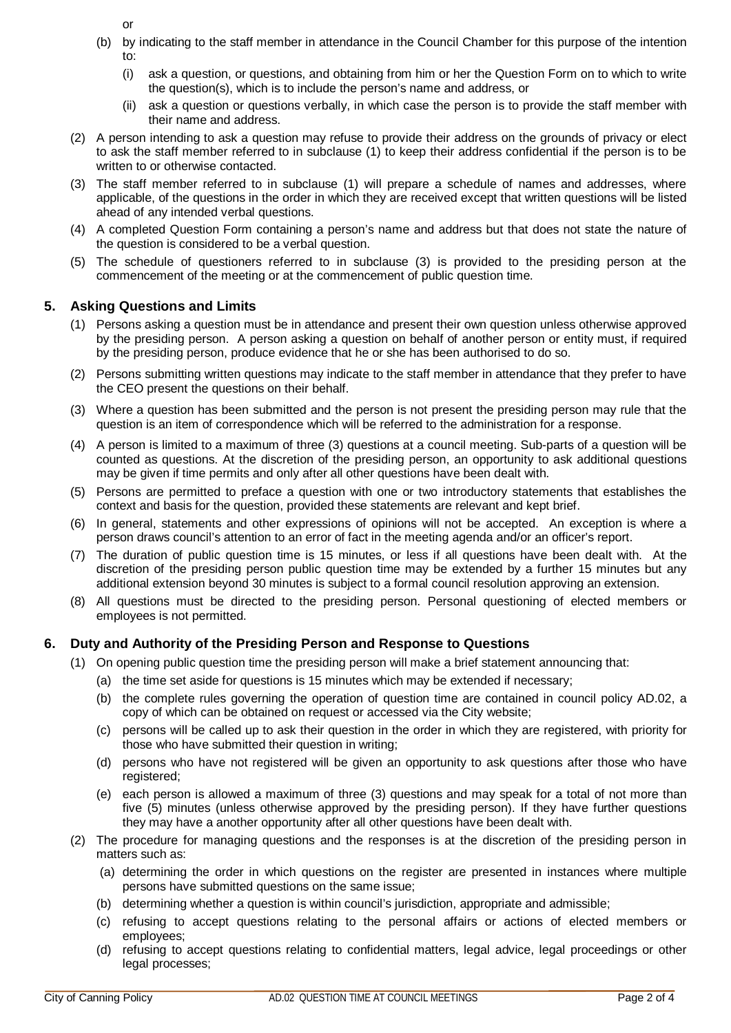or

(b) by indicating to the staff member in attendance in the Council Chamber for this purpose of the intention to:

   (i) ask a question, or questions, and obtaining from him or her the Question Form on to which to write the question(s), which is to include the person's name and address, or

   (ii) ask a question or questions verbally, in which case the person is to provide the staff member with their name and address.

(2) A person intending to ask a question may refuse to provide their address on the grounds of privacy or elect to ask the staff member referred to in subclause (1) to keep their address confidential if the person is to be written to or otherwise contacted.

(3) The staff member referred to in subclause (1) will prepare a schedule of names and addresses, where applicable, of the questions in the order in which they are received except that written questions will be listed ahead of any intended verbal questions.

(4) A completed Question Form containing a person's name and address but that does not state the nature of the question is considered to be a verbal question.

(5) The schedule of questioners referred to in subclause (3) is provided to the presiding person at the commencement of the meeting or at the commencement of public question time.

## 5. Asking Questions and Limits

(1) Persons asking a question must be in attendance and present their own question unless otherwise approved by the presiding person. A person asking a question on behalf of another person or entity must, if required by the presiding person, produce evidence that he or she has been authorised to do so.

(2) Persons submitting written questions may indicate to the staff member in attendance that they prefer to have the CEO present the questions on their behalf.

(3) Where a question has been submitted and the person is not present the presiding person may rule that the question is an item of correspondence which will be referred to the administration for a response.

(4) A person is limited to a maximum of three (3) questions at a council meeting. Sub-parts of a question will be counted as questions. At the discretion of the presiding person, an opportunity to ask additional questions may be given if time permits and only after all other questions have been dealt with.

(5) Persons are permitted to preface a question with one or two introductory statements that establishes the context and basis for the question, provided these statements are relevant and kept brief.

(6) In general, statements and other expressions of opinions will not be accepted. An exception is where a person draws council's attention to an error of fact in the meeting agenda and/or an officer's report.

(7) The duration of public question time is 15 minutes, or less if all questions have been dealt with. At the discretion of the presiding person public question time may be extended by a further 15 minutes but any additional extension beyond 30 minutes is subject to a formal council resolution approving an extension.

(8) All questions must be directed to the presiding person. Personal questioning of elected members or employees is not permitted.

## 6. Duty and Authority of the Presiding Person and Response to Questions

(1) On opening public question time the presiding person will make a brief statement announcing that:

   (a) the time set aside for questions is 15 minutes which may be extended if necessary;

   (b) the complete rules governing the operation of question time are contained in council policy AD.02, a copy of which can be obtained on request or accessed via the City website;

   (c) persons will be called up to ask their question in the order in which they are registered, with priority for those who have submitted their question in writing;

   (d) persons who have not registered will be given an opportunity to ask questions after those who have registered;

   (e) each person is allowed a maximum of three (3) questions and may speak for a total of not more than five (5) minutes (unless otherwise approved by the presiding person). If they have further questions they may have a another opportunity after all other questions have been dealt with.

(2) The procedure for managing questions and the responses is at the discretion of the presiding person in matters such as:

   (a) determining the order in which questions on the register are presented in instances where multiple persons have submitted questions on the same issue;

   (b) determining whether a question is within council's jurisdiction, appropriate and admissible;

   (c) refusing to accept questions relating to the personal affairs or actions of elected members or employees;

   (d) refusing to accept questions relating to confidential matters, legal advice, legal proceedings or other legal processes;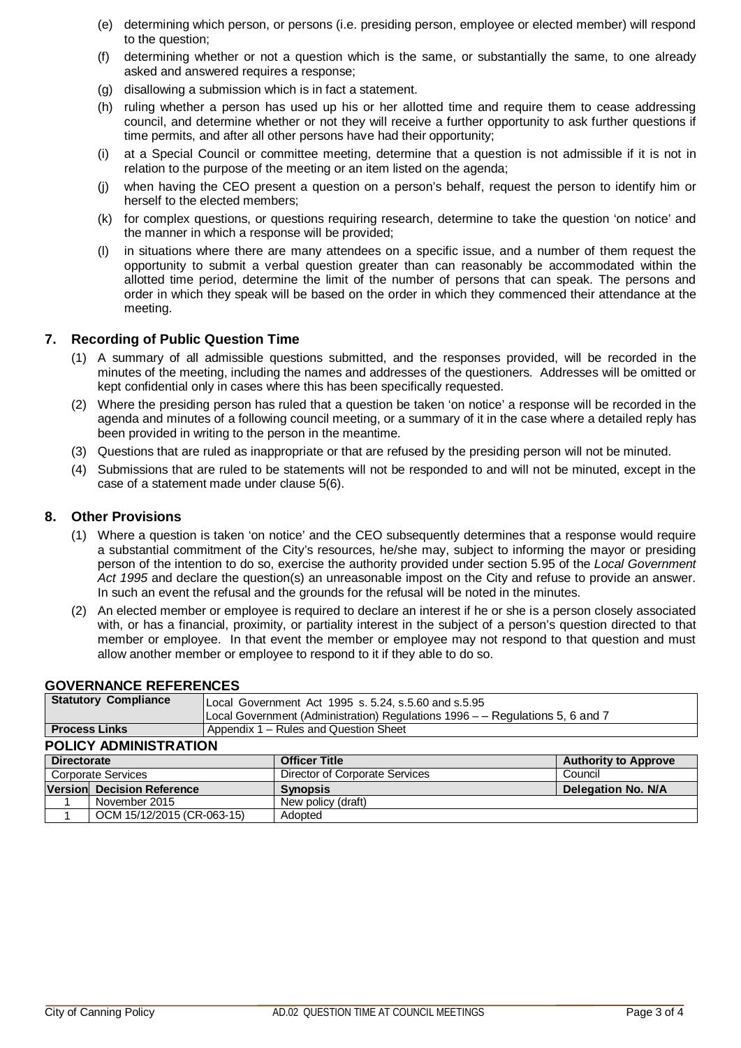(e) determining which person, or persons (i.e. presiding person, employee or elected member) will respond to the question;

(f) determining whether or not a question which is the same, or substantially the same, to one already asked and answered requires a response;

(g) disallowing a submission which is in fact a statement.

(h) ruling whether a person has used up his or her allotted time and require them to cease addressing council, and determine whether or not they will receive a further opportunity to ask further questions if time permits, and after all other persons have had their opportunity;

(i) at a Special Council or committee meeting, determine that a question is not admissible if it is not in relation to the purpose of the meeting or an item listed on the agenda;

(j) when having the CEO present a question on a person's behalf, request the person to identify him or herself to the elected members;

(k) for complex questions, or questions requiring research, determine to take the question 'on notice' and the manner in which a response will be provided;

(l) in situations where there are many attendees on a specific issue, and a number of them request the opportunity to submit a verbal question greater than can reasonably be accommodated within the allotted time period, determine the limit of the number of persons that can speak. The persons and order in which they speak will be based on the order in which they commenced their attendance at the meeting.

## 7. Recording of Public Question Time

(1) A summary of all admissible questions submitted, and the responses provided, will be recorded in the minutes of the meeting, including the names and addresses of the questioners. Addresses will be omitted or kept confidential only in cases where this has been specifically requested.

(2) Where the presiding person has ruled that a question be taken 'on notice' a response will be recorded in the agenda and minutes of a following council meeting, or a summary of it in the case where a detailed reply has been provided in writing to the person in the meantime.

(3) Questions that are ruled as inappropriate or that are refused by the presiding person will not be minuted.

(4) Submissions that are ruled to be statements will not be responded to and will not be minuted, except in the case of a statement made under clause 5(6).

## 8. Other Provisions

(1) Where a question is taken 'on notice' and the CEO subsequently determines that a response would require a substantial commitment of the City's resources, he/she may, subject to informing the mayor or presiding person of the intention to do so, exercise the authority provided under section 5.95 of the *Local Government Act 1995* and declare the question(s) an unreasonable impost on the City and refuse to provide an answer. In such an event the refusal and the grounds for the refusal will be noted in the minutes.

(2) An elected member or employee is required to declare an interest if he or she is a person closely associated with, or has a financial, proximity, or partiality interest in the subject of a person's question directed to that member or employee. In that event the member or employee may not respond to that question and must allow another member or employee to respond to it if they able to do so.

## GOVERNANCE REFERENCES

| | |
|---|---|
| **Statutory Compliance** | Local Government Act 1995 s. 5.24, s.5.60 and s.5.95<br>Local Government (Administration) Regulations 1996 – – Regulations 5, 6 and 7 |
| **Process Links** | Appendix 1 – Rules and Question Sheet |

## POLICY ADMINISTRATION

| **Directorate** | | **Officer Title** | **Authority to Approve** |
|---|---|---|---|
| Corporate Services | | Director of Corporate Services | Council |
| **Version** | **Decision Reference** | **Synopsis** | **Delegation No. N/A** |
| 1 | November 2015 | New policy (draft) | |
| 1 | OCM 15/12/2015 (CR-063-15) | Adopted | |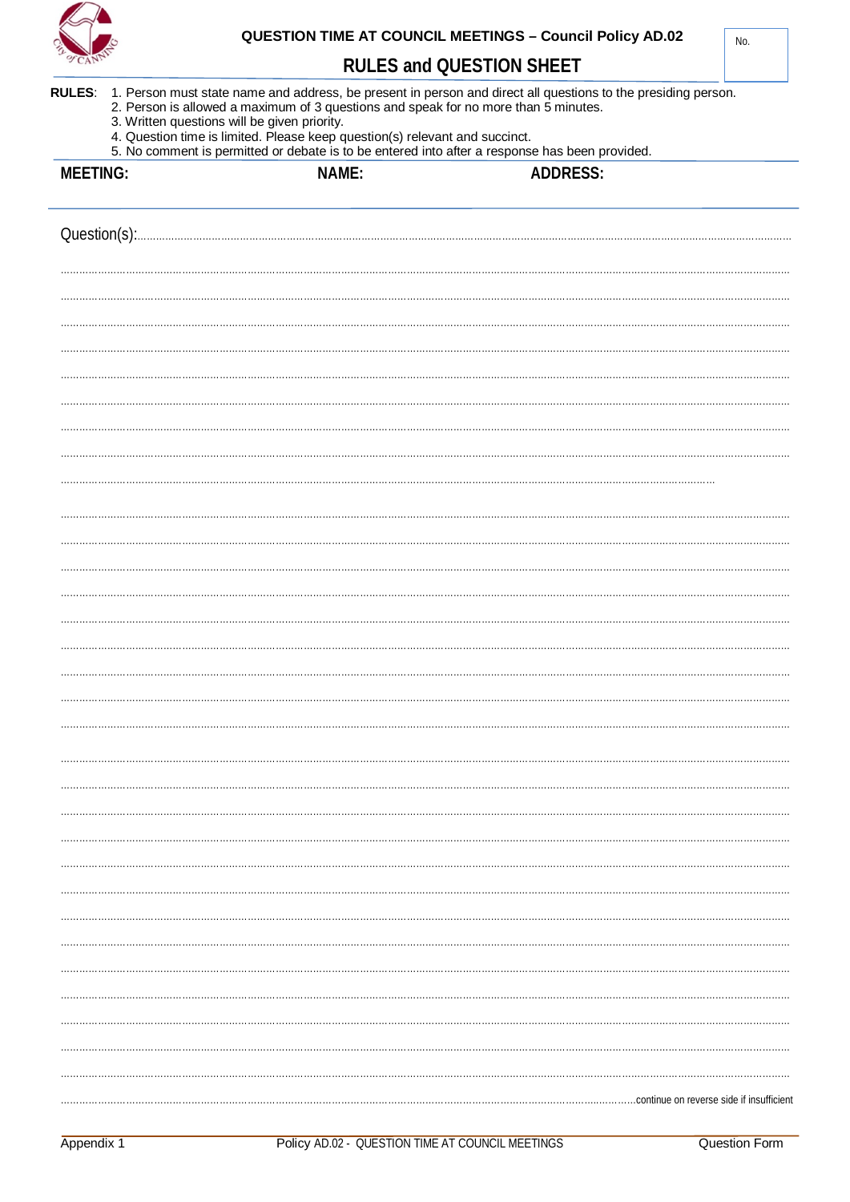# QUESTION TIME AT COUNCIL MEETINGS – Council Policy AD.02

## RULES and QUESTION SHEET

No.

**RULES**:

1. Person must state name and address, be present in person and direct all questions to the presiding person.
2. Person is allowed a maximum of 3 questions and speak for no more than 5 minutes.
3. Written questions will be given priority.
4. Question time is limited. Please keep question(s) relevant and succinct.
5. No comment is permitted or debate is to be entered into after a response has been provided.

**MEETING:** **NAME:** **ADDRESS:**

Question(s):......................................................................................................................................................

...continue on reverse side if insufficient

Appendix 1 Policy AD.02 - QUESTION TIME AT COUNCIL MEETINGS Question Form